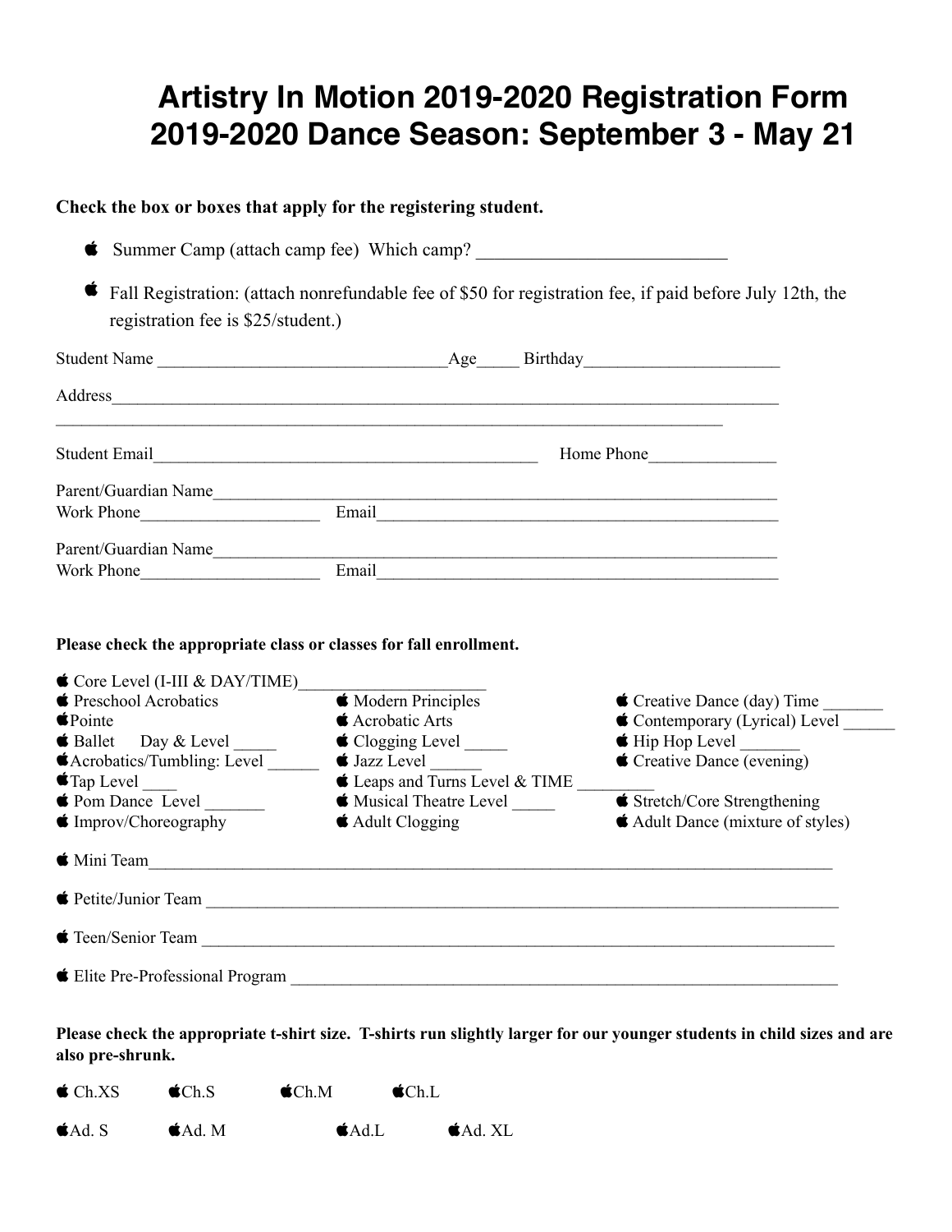# Artistry In Motion 2019-2020 Registration Form
# 2019-2020 Dance Season: September 3 - May 21

**Check the box or boxes that apply for the registering student.**

-  Summer Camp (attach camp fee) Which camp? ___________________________
-  Fall Registration: (attach nonrefundable fee of $50 for registration fee, if paid before July 12th, the registration fee is $25/student.)

Student Name _________________________________ Age_____ Birthday______________________

Address_____________________________________________________________________________

_____________________________________________________________________________

Student Email____________________________________________ Home Phone______________

Parent/Guardian Name_________________________________________________________________
Work Phone____________________ Email______________________________________________

Parent/Guardian Name_________________________________________________________________
Work Phone____________________ Email______________________________________________

**Please check the appropriate class or classes for fall enrollment.**

-  Core Level (I-III & DAY/TIME)_____________________
-  Preschool Acrobatics
-  Pointe
-  Ballet Day & Level _____
- Acrobatics/Tumbling: Level ______
- Tap Level ____
-  Pom Dance Level _______
-  Improv/Choreography
-  Modern Principles
-  Acrobatic Arts
-  Clogging Level _____
-  Jazz Level ______
-  Leaps and Turns Level & TIME _________
-  Musical Theatre Level _____
-  Adult Clogging
-  Creative Dance (day) Time _______
-  Contemporary (Lyrical) Level ______
-  Hip Hop Level _______
-  Creative Dance (evening)
-  Stretch/Core Strengthening
-  Adult Dance (mixture of styles)
-  Mini Team_______________________________________________________________________________
-  Petite/Junior Team _____________________________________________________________________
-  Teen/Senior Team _______________________________________________________________________
-  Elite Pre-Professional Program __________________________________________________________

**Please check the appropriate t-shirt size. T-shirts run slightly larger for our younger students in child sizes and are also pre-shrunk.**

-  Ch.XS  Ch.S  Ch.M  Ch.L

-  Ad. S  Ad. M  Ad.L  Ad. XL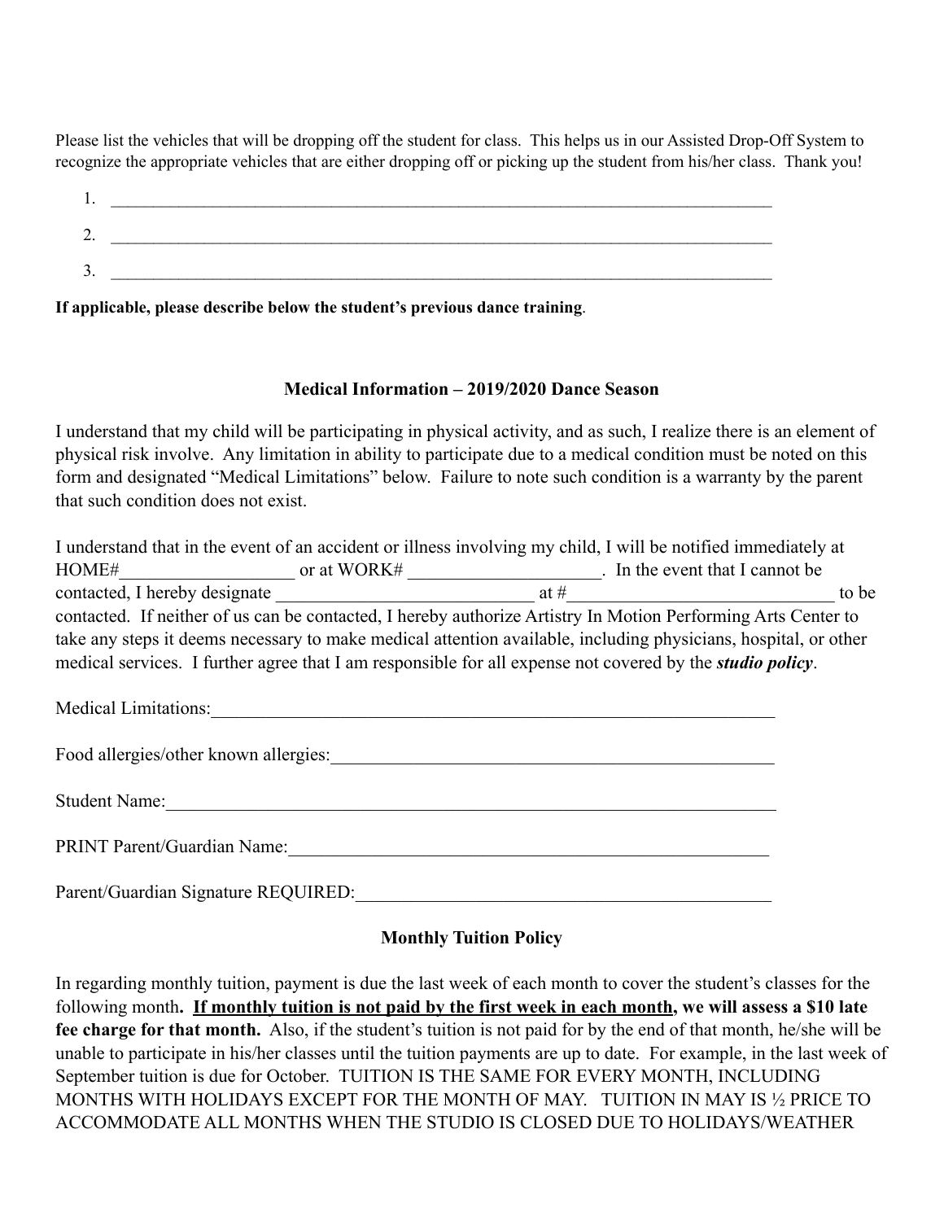Please list the vehicles that will be dropping off the student for class. This helps us in our Assisted Drop-Off System to recognize the appropriate vehicles that are either dropping off or picking up the student from his/her class. Thank you!

1. ______________________________________________________________________________
2. ______________________________________________________________________________
3. ______________________________________________________________________________

**If applicable, please describe below the student's previous dance training**.

### Medical Information – 2019/2020 Dance Season

I understand that my child will be participating in physical activity, and as such, I realize there is an element of physical risk involve. Any limitation in ability to participate due to a medical condition must be noted on this form and designated "Medical Limitations" below. Failure to note such condition is a warranty by the parent that such condition does not exist.

I understand that in the event of an accident or illness involving my child, I will be notified immediately at HOME#___________________ or at WORK# _____________________. In the event that I cannot be contacted, I hereby designate _____________________________ at #______________________________ to be contacted. If neither of us can be contacted, I hereby authorize Artistry In Motion Performing Arts Center to take any steps it deems necessary to make medical attention available, including physicians, hospital, or other medical services. I further agree that I am responsible for all expense not covered by the ***studio policy***.

Medical Limitations:_________________________________________________________________

Food allergies/other known allergies:__________________________________________________

Student Name:_____________________________________________________________________

PRINT Parent/Guardian Name:________________________________________________________

Parent/Guardian Signature REQUIRED:_______________________________________________

### Monthly Tuition Policy

In regarding monthly tuition, payment is due the last week of each month to cover the student's classes for the following month**. <u>If monthly tuition is not paid by the first week in each month</u>, we will assess a $10 late fee charge for that month.** Also, if the student's tuition is not paid for by the end of that month, he/she will be unable to participate in his/her classes until the tuition payments are up to date. For example, in the last week of September tuition is due for October. TUITION IS THE SAME FOR EVERY MONTH, INCLUDING MONTHS WITH HOLIDAYS EXCEPT FOR THE MONTH OF MAY. TUITION IN MAY IS ½ PRICE TO ACCOMMODATE ALL MONTHS WHEN THE STUDIO IS CLOSED DUE TO HOLIDAYS/WEATHER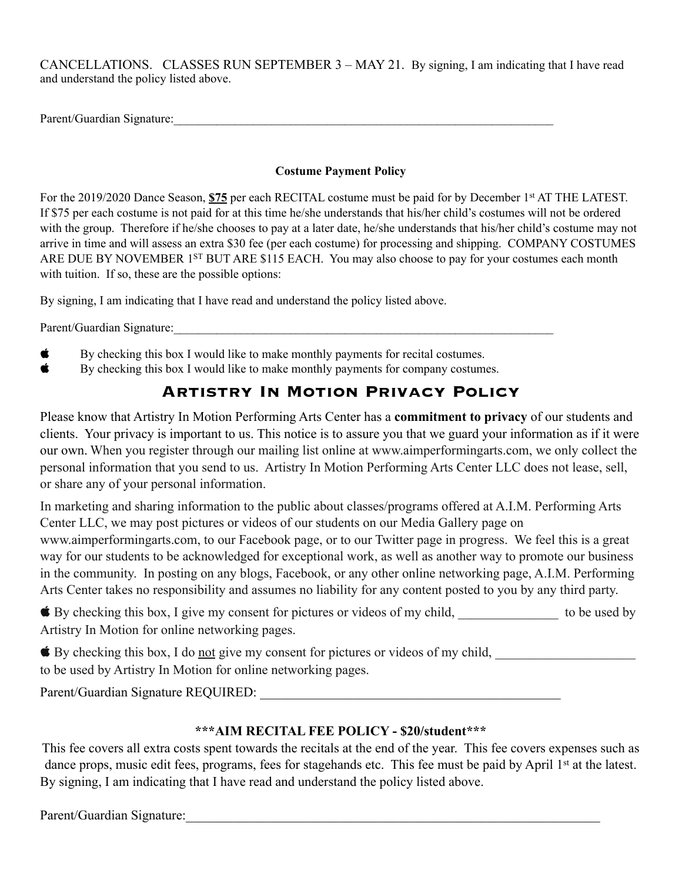CANCELLATIONS. CLASSES RUN SEPTEMBER 3 – MAY 21. By signing, I am indicating that I have read and understand the policy listed above.

Parent/Guardian Signature:_______________________________________________________________

**Costume Payment Policy**

For the 2019/2020 Dance Season, **$75** per each RECITAL costume must be paid for by December 1st AT THE LATEST. If $75 per each costume is not paid for at this time he/she understands that his/her child's costumes will not be ordered with the group. Therefore if he/she chooses to pay at a later date, he/she understands that his/her child's costume may not arrive in time and will assess an extra $30 fee (per each costume) for processing and shipping. COMPANY COSTUMES ARE DUE BY NOVEMBER 1ST BUT ARE $115 EACH. You may also choose to pay for your costumes each month with tuition. If so, these are the possible options:

By signing, I am indicating that I have read and understand the policy listed above.

Parent/Guardian Signature:_______________________________________________________________

-  By checking this box I would like to make monthly payments for recital costumes.
-  By checking this box I would like to make monthly payments for company costumes.

## Artistry In Motion Privacy Policy

Please know that Artistry In Motion Performing Arts Center has a **commitment to privacy** of our students and clients. Your privacy is important to us. This notice is to assure you that we guard your information as if it were our own. When you register through our mailing list online at www.aimperformingarts.com, we only collect the personal information that you send to us. Artistry In Motion Performing Arts Center LLC does not lease, sell, or share any of your personal information.

In marketing and sharing information to the public about classes/programs offered at A.I.M. Performing Arts Center LLC, we may post pictures or videos of our students on our Media Gallery page on www.aimperformingarts.com, to our Facebook page, or to our Twitter page in progress. We feel this is a great way for our students to be acknowledged for exceptional work, as well as another way to promote our business in the community. In posting on any blogs, Facebook, or any other online networking page, A.I.M. Performing Arts Center takes no responsibility and assumes no liability for any content posted to you by any third party.

 By checking this box, I give my consent for pictures or videos of my child, _______________ to be used by Artistry In Motion for online networking pages.

 By checking this box, I do not give my consent for pictures or videos of my child, _____________________ to be used by Artistry In Motion for online networking pages.

Parent/Guardian Signature REQUIRED: ______________________________________________

**\*\*\*AIM RECITAL FEE POLICY - $20/student\*\*\***

This fee covers all extra costs spent towards the recitals at the end of the year. This fee covers expenses such as dance props, music edit fees, programs, fees for stagehands etc. This fee must be paid by April 1st at the latest. By signing, I am indicating that I have read and understand the policy listed above.

Parent/Guardian Signature:_______________________________________________________________